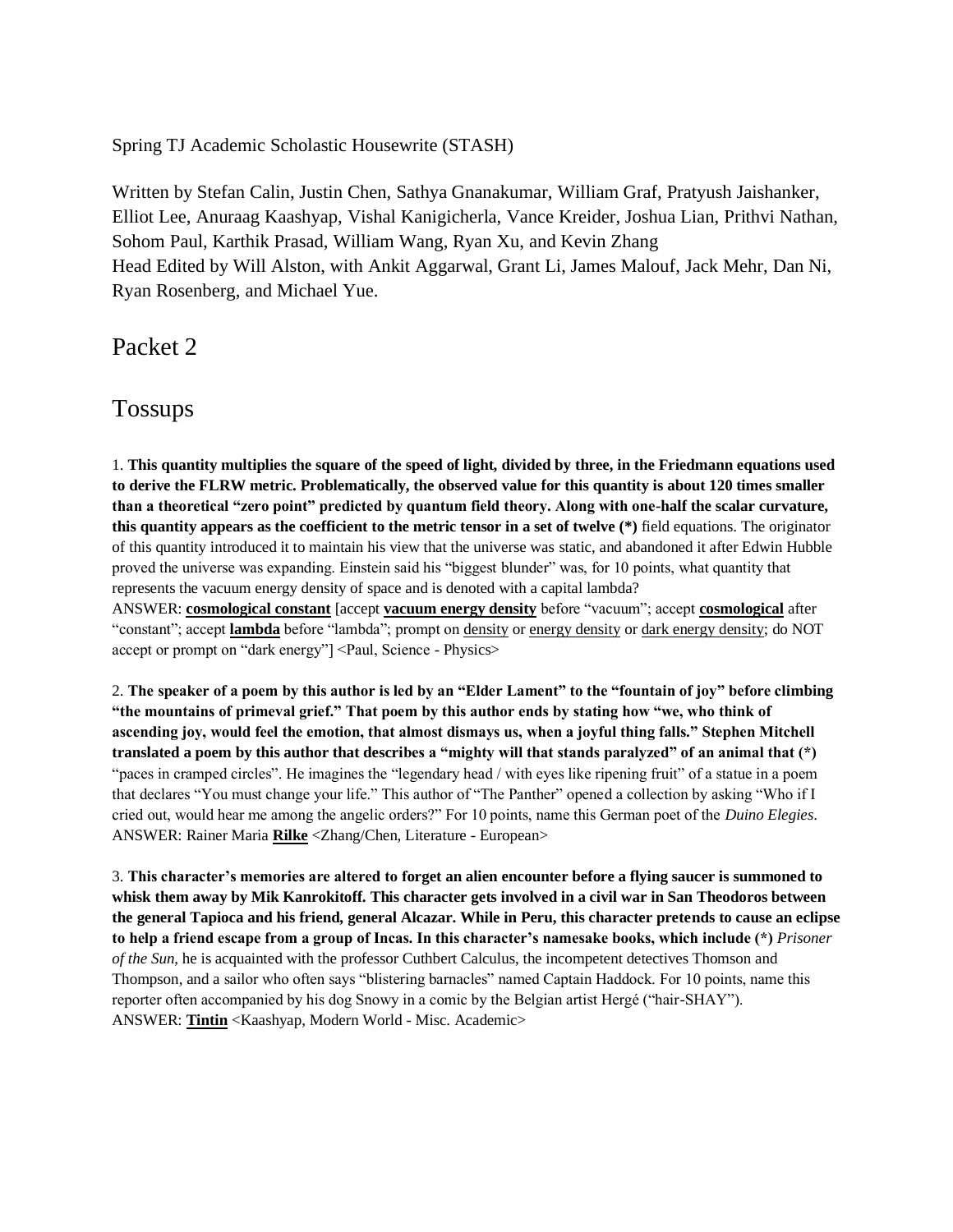Spring TJ Academic Scholastic Housewrite (STASH)

Written by Stefan Calin, Justin Chen, Sathya Gnanakumar, William Graf, Pratyush Jaishanker, Elliot Lee, Anuraag Kaashyap, Vishal Kanigicherla, Vance Kreider, Joshua Lian, Prithvi Nathan, Sohom Paul, Karthik Prasad, William Wang, Ryan Xu, and Kevin Zhang
Head Edited by Will Alston, with Ankit Aggarwal, Grant Li, James Malouf, Jack Mehr, Dan Ni, Ryan Rosenberg, and Michael Yue.

# Packet 2

## Tossups

1. **This quantity multiplies the square of the speed of light, divided by three, in the Friedmann equations used to derive the FLRW metric. Problematically, the observed value for this quantity is about 120 times smaller than a theoretical "zero point" predicted by quantum field theory. Along with one-half the scalar curvature, this quantity appears as the coefficient to the metric tensor in a set of twelve (*)** field equations. The originator of this quantity introduced it to maintain his view that the universe was static, and abandoned it after Edwin Hubble proved the universe was expanding. Einstein said his "biggest blunder" was, for 10 points, what quantity that represents the vacuum energy density of space and is denoted with a capital lambda?
ANSWER: **cosmological constant** [accept **vacuum energy density** before "vacuum"; accept **cosmological** after "constant"; accept **lambda** before "lambda"; prompt on density or energy density or dark energy density; do NOT accept or prompt on "dark energy"] <Paul, Science - Physics>

2. **The speaker of a poem by this author is led by an "Elder Lament" to the "fountain of joy" before climbing "the mountains of primeval grief." That poem by this author ends by stating how "we, who think of ascending joy, would feel the emotion, that almost dismays us, when a joyful thing falls." Stephen Mitchell translated a poem by this author that describes a "mighty will that stands paralyzed" of an animal that (*)** "paces in cramped circles". He imagines the "legendary head / with eyes like ripening fruit" of a statue in a poem that declares "You must change your life." This author of "The Panther" opened a collection by asking "Who if I cried out, would hear me among the angelic orders?" For 10 points, name this German poet of the *Duino Elegies*.
ANSWER: Rainer Maria **Rilke** <Zhang/Chen, Literature - European>

3. **This character's memories are altered to forget an alien encounter before a flying saucer is summoned to whisk them away by Mik Kanrokitoff. This character gets involved in a civil war in San Theodoros between the general Tapioca and his friend, general Alcazar. While in Peru, this character pretends to cause an eclipse to help a friend escape from a group of Incas. In this character's namesake books, which include (*)** *Prisoner of the Sun*, he is acquainted with the professor Cuthbert Calculus, the incompetent detectives Thomson and Thompson, and a sailor who often says "blistering barnacles" named Captain Haddock. For 10 points, name this reporter often accompanied by his dog Snowy in a comic by the Belgian artist Hergé ("hair-SHAY").
ANSWER: **Tintin** <Kaashyap, Modern World - Misc. Academic>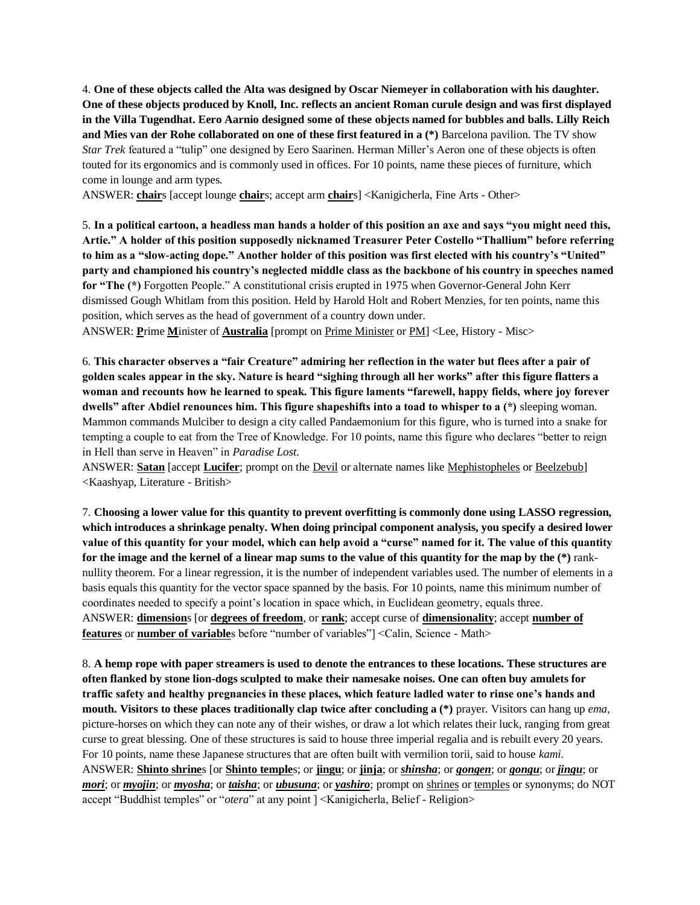4. **One of these objects called the Alta was designed by Oscar Niemeyer in collaboration with his daughter. One of these objects produced by Knoll, Inc. reflects an ancient Roman curule design and was first displayed in the Villa Tugendhat. Eero Aarnio designed some of these objects named for bubbles and balls. Lilly Reich and Mies van der Rohe collaborated on one of these first featured in a (*)** Barcelona pavilion. The TV show *Star Trek* featured a "tulip" one designed by Eero Saarinen. Herman Miller's Aeron one of these objects is often touted for its ergonomics and is commonly used in offices. For 10 points, name these pieces of furniture, which come in lounge and arm types.

ANSWER: **chair**s [accept lounge **chair**s; accept arm **chair**s] <Kanigicherla, Fine Arts - Other>

5. **In a political cartoon, a headless man hands a holder of this position an axe and says "you might need this, Artie." A holder of this position supposedly nicknamed Treasurer Peter Costello "Thallium" before referring to him as a "slow-acting dope." Another holder of this position was first elected with his country's "United" party and championed his country's neglected middle class as the backbone of his country in speeches named for "The (*)** Forgotten People." A constitutional crisis erupted in 1975 when Governor-General John Kerr dismissed Gough Whitlam from this position. Held by Harold Holt and Robert Menzies, for ten points, name this position, which serves as the head of government of a country down under.

ANSWER: **P**rime **M**inister of **Australia** [prompt on Prime Minister or PM] <Lee, History - Misc>

6. **This character observes a "fair Creature" admiring her reflection in the water but flees after a pair of golden scales appear in the sky. Nature is heard "sighing through all her works" after this figure flatters a woman and recounts how he learned to speak. This figure laments "farewell, happy fields, where joy forever dwells" after Abdiel renounces him. This figure shapeshifts into a toad to whisper to a (*)** sleeping woman. Mammon commands Mulciber to design a city called Pandaemonium for this figure, who is turned into a snake for tempting a couple to eat from the Tree of Knowledge. For 10 points, name this figure who declares "better to reign in Hell than serve in Heaven" in *Paradise Lost.*

ANSWER: **Satan** [accept **Lucifer**; prompt on the Devil or alternate names like Mephistopheles or Beelzebub] <Kaashyap, Literature - British>

7. **Choosing a lower value for this quantity to prevent overfitting is commonly done using LASSO regression, which introduces a shrinkage penalty. When doing principal component analysis, you specify a desired lower value of this quantity for your model, which can help avoid a "curse" named for it. The value of this quantity for the image and the kernel of a linear map sums to the value of this quantity for the map by the (*)** rank-nullity theorem. For a linear regression, it is the number of independent variables used. The number of elements in a basis equals this quantity for the vector space spanned by the basis. For 10 points, name this minimum number of coordinates needed to specify a point's location in space which, in Euclidean geometry, equals three.

ANSWER: **dimension**s [or **degrees of freedom**, or **rank**; accept curse of **dimensionality**; accept **number of features** or **number of variable**s before "number of variables"] <Calin, Science - Math>

8. **A hemp rope with paper streamers is used to denote the entrances to these locations. These structures are often flanked by stone lion-dogs sculpted to make their namesake noises. One can often buy amulets for traffic safety and healthy pregnancies in these places, which feature ladled water to rinse one's hands and mouth. Visitors to these places traditionally clap twice after concluding a (*)** prayer. Visitors can hang up *ema*, picture-horses on which they can note any of their wishes, or draw a lot which relates their luck, ranging from great curse to great blessing. One of these structures is said to house three imperial regalia and is rebuilt every 20 years. For 10 points, name these Japanese structures that are often built with vermilion torii, said to house *kami*.

ANSWER: **Shinto shrine**s [or **Shinto temple**s; or **jingu**; or **jinja**; or ***shinsha***; or ***gongen***; or ***gongu***; or ***jingu***; or ***mori***; or ***myojin***; or ***myosha***; or ***taisha***; or ***ubusuna***; or ***yashiro***; prompt on shrines or temples or synonyms; do NOT accept "Buddhist temples" or "*otera*" at any point ] <Kanigicherla, Belief - Religion>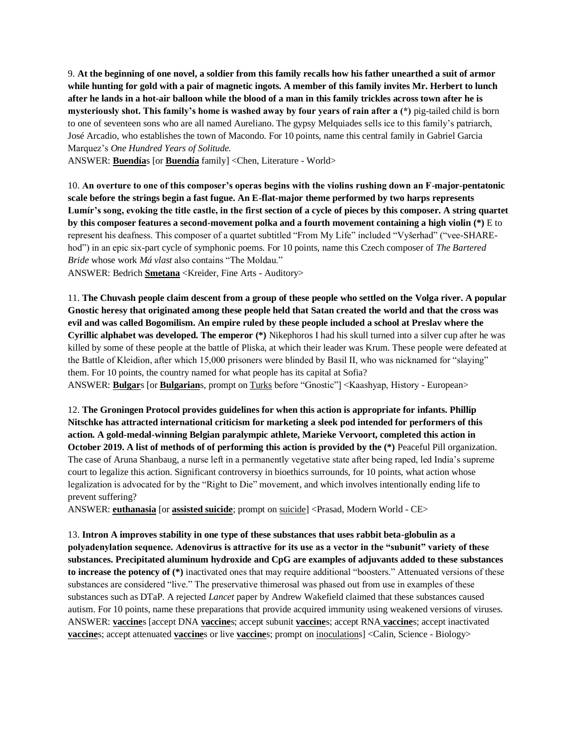9. **At the beginning of one novel, a soldier from this family recalls how his father unearthed a suit of armor while hunting for gold with a pair of magnetic ingots. A member of this family invites Mr. Herbert to lunch after he lands in a hot-air balloon while the blood of a man in this family trickles across town after he is mysteriously shot. This family's home is washed away by four years of rain after a (*)** pig-tailed child is born to one of seventeen sons who are all named Aureliano. The gypsy Melquiades sells ice to this family's patriarch, José Arcadio, who establishes the town of Macondo. For 10 points, name this central family in Gabriel Garcia Marquez's *One Hundred Years of Solitude.*

ANSWER: **Buendía**s [or **Buendía** family] <Chen, Literature - World>

10. **An overture to one of this composer's operas begins with the violins rushing down an F-major-pentatonic scale before the strings begin a fast fugue. An E-flat-major theme performed by two harps represents Lumír's song, evoking the title castle, in the first section of a cycle of pieces by this composer. A string quartet by this composer features a second-movement polka and a fourth movement containing a high violin (*)** E to represent his deafness. This composer of a quartet subtitled "From My Life" included "Vyšerhad" ("vee-SHARE-hod") in an epic six-part cycle of symphonic poems. For 10 points, name this Czech composer of *The Bartered Bride* whose work *Má vlast* also contains "The Moldau."

ANSWER: Bedrich **Smetana** <Kreider, Fine Arts - Auditory>

11. **The Chuvash people claim descent from a group of these people who settled on the Volga river. A popular Gnostic heresy that originated among these people held that Satan created the world and that the cross was evil and was called Bogomilism. An empire ruled by these people included a school at Preslav where the Cyrillic alphabet was developed. The emperor (*)** Nikephoros I had his skull turned into a silver cup after he was killed by some of these people at the battle of Pliska, at which their leader was Krum. These people were defeated at the Battle of Kleidion, after which 15,000 prisoners were blinded by Basil II, who was nicknamed for "slaying" them. For 10 points, the country named for what people has its capital at Sofia?

ANSWER: **Bulgar**s [or **Bulgarian**s, prompt on Turks before "Gnostic"] <Kaashyap, History - European>

12. **The Groningen Protocol provides guidelines for when this action is appropriate for infants. Phillip Nitschke has attracted international criticism for marketing a sleek pod intended for performers of this action. A gold-medal-winning Belgian paralympic athlete, Marieke Vervoort, completed this action in October 2019. A list of methods of of performing this action is provided by the (*)** Peaceful Pill organization. The case of Aruna Shanbaug, a nurse left in a permanently vegetative state after being raped, led India's supreme court to legalize this action. Significant controversy in bioethics surrounds, for 10 points, what action whose legalization is advocated for by the "Right to Die" movement, and which involves intentionally ending life to prevent suffering?

ANSWER: **euthanasia** [or **assisted suicide**; prompt on suicide] <Prasad, Modern World - CE>

13. **Intron A improves stability in one type of these substances that uses rabbit beta-globulin as a polyadenylation sequence. Adenovirus is attractive for its use as a vector in the "subunit" variety of these substances. Precipitated aluminum hydroxide and CpG are examples of adjuvants added to these substances to increase the potency of (*)** inactivated ones that may require additional "boosters." Attenuated versions of these substances are considered "live." The preservative thimerosal was phased out from use in examples of these substances such as DTaP. A rejected *Lancet* paper by Andrew Wakefield claimed that these substances caused autism. For 10 points, name these preparations that provide acquired immunity using weakened versions of viruses.

ANSWER: **vaccine**s [accept DNA **vaccine**s; accept subunit **vaccine**s; accept RNA **vaccine**s; accept inactivated **vaccine**s; accept attenuated **vaccine**s or live **vaccine**s; prompt on inoculations] <Calin, Science - Biology>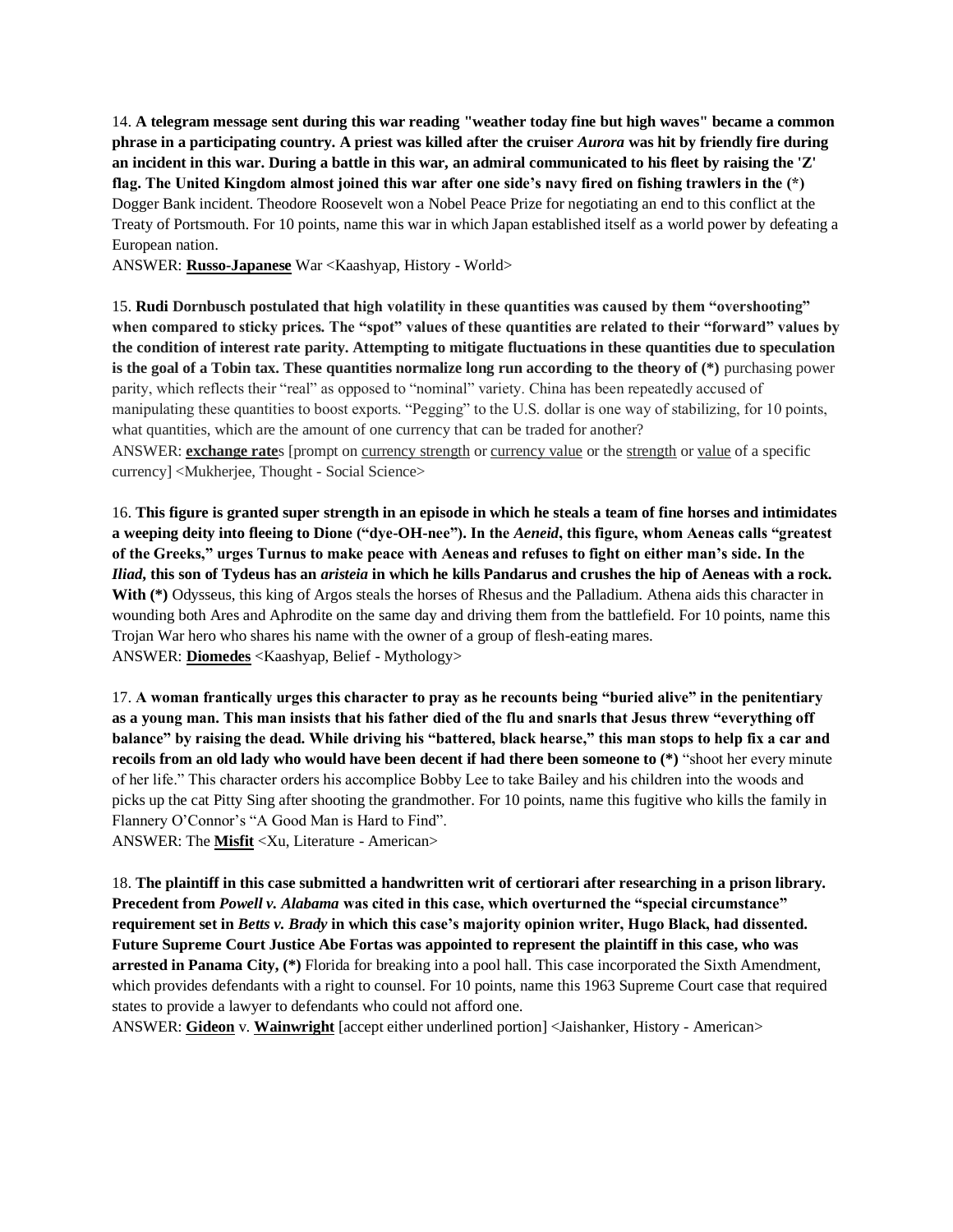14. **A telegram message sent during this war reading "weather today fine but high waves" became a common phrase in a participating country. A priest was killed after the cruiser *Aurora* was hit by friendly fire during an incident in this war. During a battle in this war, an admiral communicated to his fleet by raising the 'Z' flag. The United Kingdom almost joined this war after one side's navy fired on fishing trawlers in the (*)** Dogger Bank incident. Theodore Roosevelt won a Nobel Peace Prize for negotiating an end to this conflict at the Treaty of Portsmouth. For 10 points, name this war in which Japan established itself as a world power by defeating a European nation.
ANSWER: **<u>Russo-Japanese</u>** War <Kaashyap, History - World>

15. **Rudi Dornbusch postulated that high volatility in these quantities was caused by them "overshooting" when compared to sticky prices. The "spot" values of these quantities are related to their "forward" values by the condition of interest rate parity. Attempting to mitigate fluctuations in these quantities due to speculation is the goal of a Tobin tax. These quantities normalize long run according to the theory of (*)** purchasing power parity, which reflects their "real" as opposed to "nominal" variety. China has been repeatedly accused of manipulating these quantities to boost exports. "Pegging" to the U.S. dollar is one way of stabilizing, for 10 points, what quantities, which are the amount of one currency that can be traded for another?
ANSWER: **<u>exchange rate</u>**s [prompt on <u>currency strength</u> or <u>currency value</u> or the <u>strength</u> or <u>value</u> of a specific currency] <Mukherjee, Thought - Social Science>

16. **This figure is granted super strength in an episode in which he steals a team of fine horses and intimidates a weeping deity into fleeing to Dione ("dye-OH-nee"). In the *Aeneid*, this figure, whom Aeneas calls "greatest of the Greeks," urges Turnus to make peace with Aeneas and refuses to fight on either man's side. In the *Iliad*, this son of Tydeus has an *aristeia* in which he kills Pandarus and crushes the hip of Aeneas with a rock. With (*)** Odysseus, this king of Argos steals the horses of Rhesus and the Palladium. Athena aids this character in wounding both Ares and Aphrodite on the same day and driving them from the battlefield. For 10 points, name this Trojan War hero who shares his name with the owner of a group of flesh-eating mares.
ANSWER: **<u>Diomedes</u>** <Kaashyap, Belief - Mythology>

17. **A woman frantically urges this character to pray as he recounts being "buried alive" in the penitentiary as a young man. This man insists that his father died of the flu and snarls that Jesus threw "everything off balance" by raising the dead. While driving his "battered, black hearse," this man stops to help fix a car and recoils from an old lady who would have been decent if had there been someone to (*)** "shoot her every minute of her life." This character orders his accomplice Bobby Lee to take Bailey and his children into the woods and picks up the cat Pitty Sing after shooting the grandmother. For 10 points, name this fugitive who kills the family in Flannery O'Connor's "A Good Man is Hard to Find".
ANSWER: The **<u>Misfit</u>** <Xu, Literature - American>

18. **The plaintiff in this case submitted a handwritten writ of certiorari after researching in a prison library. Precedent from *Powell v. Alabama* was cited in this case, which overturned the "special circumstance" requirement set in *Betts v. Brady* in which this case's majority opinion writer, Hugo Black, had dissented. Future Supreme Court Justice Abe Fortas was appointed to represent the plaintiff in this case, who was arrested in Panama City, (*)** Florida for breaking into a pool hall. This case incorporated the Sixth Amendment, which provides defendants with a right to counsel. For 10 points, name this 1963 Supreme Court case that required states to provide a lawyer to defendants who could not afford one.
ANSWER: **<u>Gideon</u>** v. **<u>Wainwright</u>** [accept either underlined portion] <Jaishanker, History - American>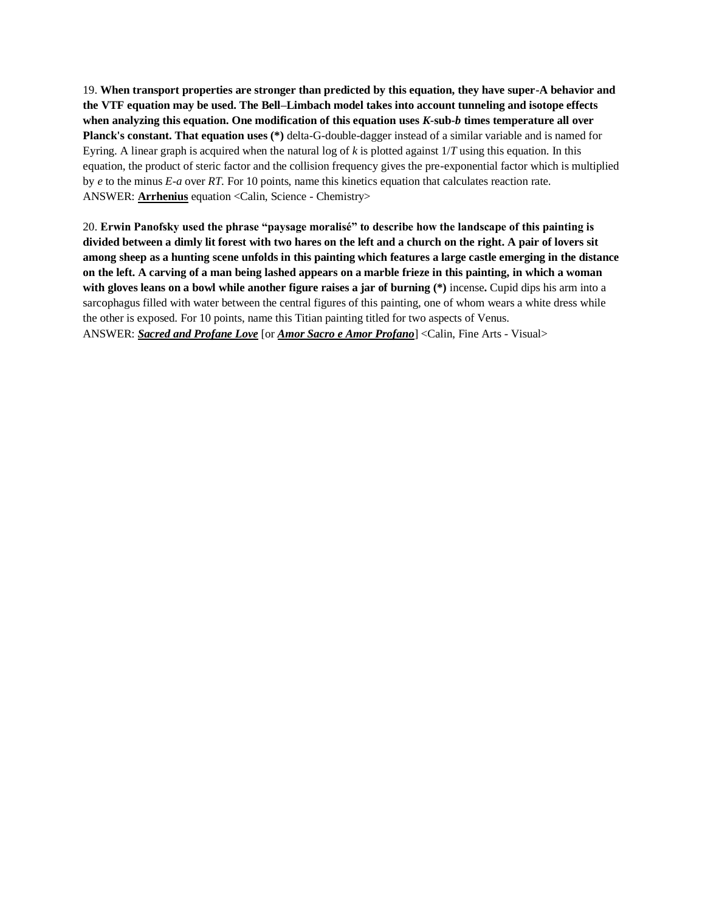19. **When transport properties are stronger than predicted by this equation, they have super-A behavior and the VTF equation may be used. The Bell–Limbach model takes into account tunneling and isotope effects when analyzing this equation. One modification of this equation uses *K*-sub-*b* times temperature all over Planck's constant. That equation uses (*)** delta-G-double-dagger instead of a similar variable and is named for Eyring. A linear graph is acquired when the natural log of *k* is plotted against 1/*T* using this equation. In this equation, the product of steric factor and the collision frequency gives the pre-exponential factor which is multiplied by *e* to the minus *E-a* over *RT*. For 10 points, name this kinetics equation that calculates reaction rate.
ANSWER: **<u>Arrhenius</u>** equation <Calin, Science - Chemistry>

20. **Erwin Panofsky used the phrase "paysage moralisé" to describe how the landscape of this painting is divided between a dimly lit forest with two hares on the left and a church on the right. A pair of lovers sit among sheep as a hunting scene unfolds in this painting which features a large castle emerging in the distance on the left. A carving of a man being lashed appears on a marble frieze in this painting, in which a woman with gloves leans on a bowl while another figure raises a jar of burning (*)** incense**.** Cupid dips his arm into a sarcophagus filled with water between the central figures of this painting, one of whom wears a white dress while the other is exposed. For 10 points, name this Titian painting titled for two aspects of Venus.
ANSWER: ***<u>Sacred and Profane Love</u>*** [or ***<u>Amor Sacro e Amor Profano</u>***] <Calin, Fine Arts - Visual>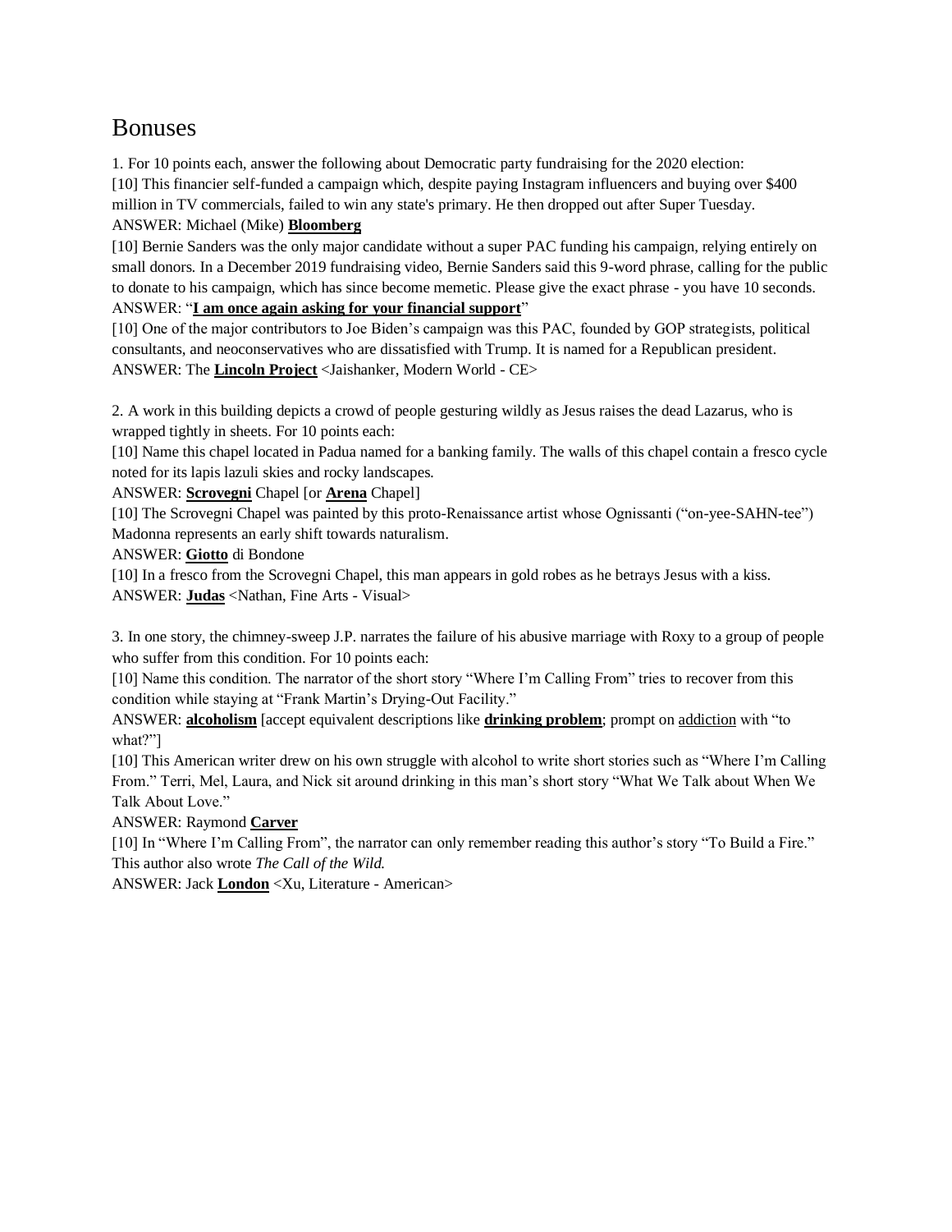# Bonuses

1. For 10 points each, answer the following about Democratic party fundraising for the 2020 election:
[10] This financier self-funded a campaign which, despite paying Instagram influencers and buying over $400 million in TV commercials, failed to win any state's primary. He then dropped out after Super Tuesday.
ANSWER: Michael (Mike) **Bloomberg**
[10] Bernie Sanders was the only major candidate without a super PAC funding his campaign, relying entirely on small donors. In a December 2019 fundraising video, Bernie Sanders said this 9-word phrase, calling for the public to donate to his campaign, which has since become memetic. Please give the exact phrase - you have 10 seconds.
ANSWER: "**I am once again asking for your financial support**"
[10] One of the major contributors to Joe Biden's campaign was this PAC, founded by GOP strategists, political consultants, and neoconservatives who are dissatisfied with Trump. It is named for a Republican president.
ANSWER: The **Lincoln Project** <Jaishanker, Modern World - CE>

2. A work in this building depicts a crowd of people gesturing wildly as Jesus raises the dead Lazarus, who is wrapped tightly in sheets. For 10 points each:
[10] Name this chapel located in Padua named for a banking family. The walls of this chapel contain a fresco cycle noted for its lapis lazuli skies and rocky landscapes.
ANSWER: **Scrovegni** Chapel [or **Arena** Chapel]
[10] The Scrovegni Chapel was painted by this proto-Renaissance artist whose Ognissanti ("on-yee-SAHN-tee") Madonna represents an early shift towards naturalism.
ANSWER: **Giotto** di Bondone
[10] In a fresco from the Scrovegni Chapel, this man appears in gold robes as he betrays Jesus with a kiss.
ANSWER: **Judas** <Nathan, Fine Arts - Visual>

3. In one story, the chimney-sweep J.P. narrates the failure of his abusive marriage with Roxy to a group of people who suffer from this condition. For 10 points each:
[10] Name this condition. The narrator of the short story "Where I'm Calling From" tries to recover from this condition while staying at "Frank Martin's Drying-Out Facility."
ANSWER: **alcoholism** [accept equivalent descriptions like **drinking problem**; prompt on addiction with "to what?"]
[10] This American writer drew on his own struggle with alcohol to write short stories such as "Where I'm Calling From." Terri, Mel, Laura, and Nick sit around drinking in this man's short story "What We Talk about When We Talk About Love."
ANSWER: Raymond **Carver**
[10] In "Where I'm Calling From", the narrator can only remember reading this author's story "To Build a Fire." This author also wrote *The Call of the Wild.*
ANSWER: Jack **London** <Xu, Literature - American>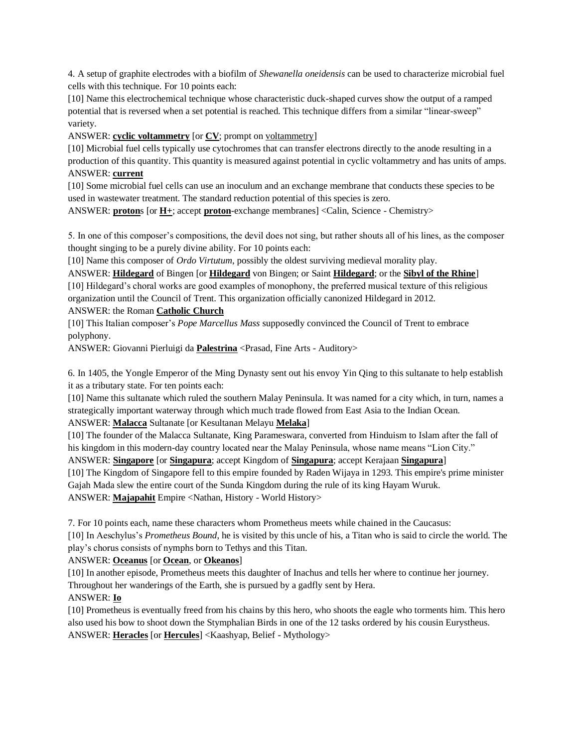4. A setup of graphite electrodes with a biofilm of *Shewanella oneidensis* can be used to characterize microbial fuel cells with this technique. For 10 points each:

[10] Name this electrochemical technique whose characteristic duck-shaped curves show the output of a ramped potential that is reversed when a set potential is reached. This technique differs from a similar "linear-sweep" variety.

ANSWER: **cyclic voltammetry** [or **CV**; prompt on voltammetry]

[10] Microbial fuel cells typically use cytochromes that can transfer electrons directly to the anode resulting in a production of this quantity. This quantity is measured against potential in cyclic voltammetry and has units of amps.

ANSWER: **current**

[10] Some microbial fuel cells can use an inoculum and an exchange membrane that conducts these species to be used in wastewater treatment. The standard reduction potential of this species is zero.

ANSWER: **proton**s [or **H+**; accept **proton**-exchange membranes] <Calin, Science - Chemistry>

5. In one of this composer's compositions, the devil does not sing, but rather shouts all of his lines, as the composer thought singing to be a purely divine ability. For 10 points each:

[10] Name this composer of *Ordo Virtutum*, possibly the oldest surviving medieval morality play.

ANSWER: **Hildegard** of Bingen [or **Hildegard** von Bingen; or Saint **Hildegard**; or the **Sibyl of the Rhine**]

[10] Hildegard's choral works are good examples of monophony, the preferred musical texture of this religious organization until the Council of Trent. This organization officially canonized Hildegard in 2012.

ANSWER: the Roman **Catholic Church**

[10] This Italian composer's *Pope Marcellus Mass* supposedly convinced the Council of Trent to embrace polyphony.

ANSWER: Giovanni Pierluigi da **Palestrina** <Prasad, Fine Arts - Auditory>

6. In 1405, the Yongle Emperor of the Ming Dynasty sent out his envoy Yin Qing to this sultanate to help establish it as a tributary state. For ten points each:

[10] Name this sultanate which ruled the southern Malay Peninsula. It was named for a city which, in turn, names a strategically important waterway through which much trade flowed from East Asia to the Indian Ocean.

ANSWER: **Malacca** Sultanate [or Kesultanan Melayu **Melaka**]

[10] The founder of the Malacca Sultanate, King Parameswara, converted from Hinduism to Islam after the fall of his kingdom in this modern-day country located near the Malay Peninsula, whose name means "Lion City."

ANSWER: **Singapore** [or **Singapura**; accept Kingdom of **Singapura**; accept Kerajaan **Singapura**]

[10] The Kingdom of Singapore fell to this empire founded by Raden Wijaya in 1293. This empire's prime minister Gajah Mada slew the entire court of the Sunda Kingdom during the rule of its king Hayam Wuruk.

ANSWER: **Majapahit** Empire <Nathan, History - World History>

7. For 10 points each, name these characters whom Prometheus meets while chained in the Caucasus:

[10] In Aeschylus's *Prometheus Bound*, he is visited by this uncle of his, a Titan who is said to circle the world. The play's chorus consists of nymphs born to Tethys and this Titan.

ANSWER: **Oceanus** [or **Ocean**, or **Okeanos**]

[10] In another episode, Prometheus meets this daughter of Inachus and tells her where to continue her journey. Throughout her wanderings of the Earth, she is pursued by a gadfly sent by Hera.

ANSWER: **Io**

[10] Prometheus is eventually freed from his chains by this hero, who shoots the eagle who torments him. This hero also used his bow to shoot down the Stymphalian Birds in one of the 12 tasks ordered by his cousin Eurystheus.

ANSWER: **Heracles** [or **Hercules**] <Kaashyap, Belief - Mythology>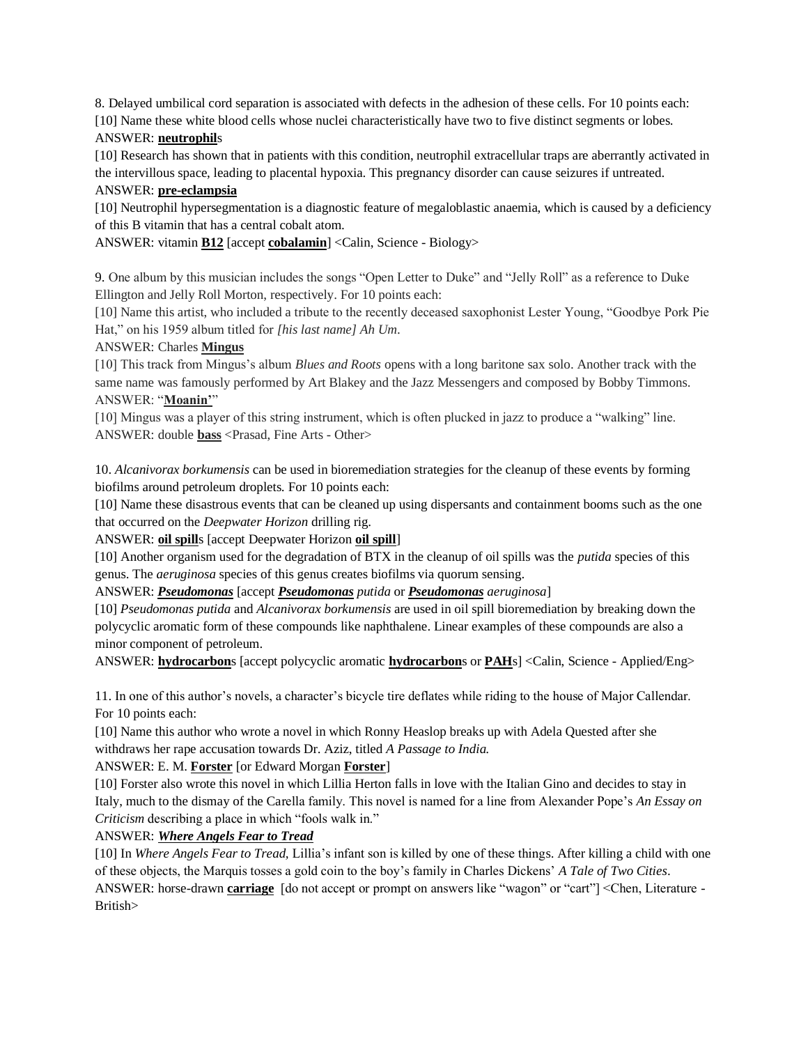8. Delayed umbilical cord separation is associated with defects in the adhesion of these cells. For 10 points each:

[10] Name these white blood cells whose nuclei characteristically have two to five distinct segments or lobes.

ANSWER: **neutrophil**s

[10] Research has shown that in patients with this condition, neutrophil extracellular traps are aberrantly activated in the intervillous space, leading to placental hypoxia. This pregnancy disorder can cause seizures if untreated.

ANSWER: **pre-eclampsia**

[10] Neutrophil hypersegmentation is a diagnostic feature of megaloblastic anaemia, which is caused by a deficiency of this B vitamin that has a central cobalt atom.

ANSWER: vitamin **B12** [accept **cobalamin**] <Calin, Science - Biology>

9. One album by this musician includes the songs "Open Letter to Duke" and "Jelly Roll" as a reference to Duke Ellington and Jelly Roll Morton, respectively. For 10 points each:

[10] Name this artist, who included a tribute to the recently deceased saxophonist Lester Young, "Goodbye Pork Pie Hat," on his 1959 album titled for *[his last name] Ah Um*.

ANSWER: Charles **Mingus**

[10] This track from Mingus's album *Blues and Roots* opens with a long baritone sax solo. Another track with the same name was famously performed by Art Blakey and the Jazz Messengers and composed by Bobby Timmons.

ANSWER: "**Moanin'**"

[10] Mingus was a player of this string instrument, which is often plucked in jazz to produce a "walking" line.

ANSWER: double **bass** <Prasad, Fine Arts - Other>

10. *Alcanivorax borkumensis* can be used in bioremediation strategies for the cleanup of these events by forming biofilms around petroleum droplets. For 10 points each:

[10] Name these disastrous events that can be cleaned up using dispersants and containment booms such as the one that occurred on the *Deepwater Horizon* drilling rig.

ANSWER: **oil spill**s [accept Deepwater Horizon **oil spill**]

[10] Another organism used for the degradation of BTX in the cleanup of oil spills was the *putida* species of this genus. The *aeruginosa* species of this genus creates biofilms via quorum sensing.

ANSWER: ***Pseudomonas*** [accept ***Pseudomonas*** *putida* or ***Pseudomonas*** *aeruginosa*]

[10] *Pseudomonas putida* and *Alcanivorax borkumensis* are used in oil spill bioremediation by breaking down the polycyclic aromatic form of these compounds like naphthalene. Linear examples of these compounds are also a minor component of petroleum.

ANSWER: **hydrocarbon**s [accept polycyclic aromatic **hydrocarbon**s or **PAH**s] <Calin, Science - Applied/Eng>

11. In one of this author's novels, a character's bicycle tire deflates while riding to the house of Major Callendar. For 10 points each:

[10] Name this author who wrote a novel in which Ronny Heaslop breaks up with Adela Quested after she withdraws her rape accusation towards Dr. Aziz, titled *A Passage to India.*

ANSWER: E. M. **Forster** [or Edward Morgan **Forster**]

[10] Forster also wrote this novel in which Lillia Herton falls in love with the Italian Gino and decides to stay in Italy, much to the dismay of the Carella family. This novel is named for a line from Alexander Pope's *An Essay on Criticism* describing a place in which "fools walk in."

ANSWER: ***Where Angels Fear to Tread***

[10] In *Where Angels Fear to Tread,* Lillia's infant son is killed by one of these things. After killing a child with one of these objects, the Marquis tosses a gold coin to the boy's family in Charles Dickens' *A Tale of Two Cities*.

ANSWER: horse-drawn **carriage** [do not accept or prompt on answers like "wagon" or "cart"] <Chen, Literature - British>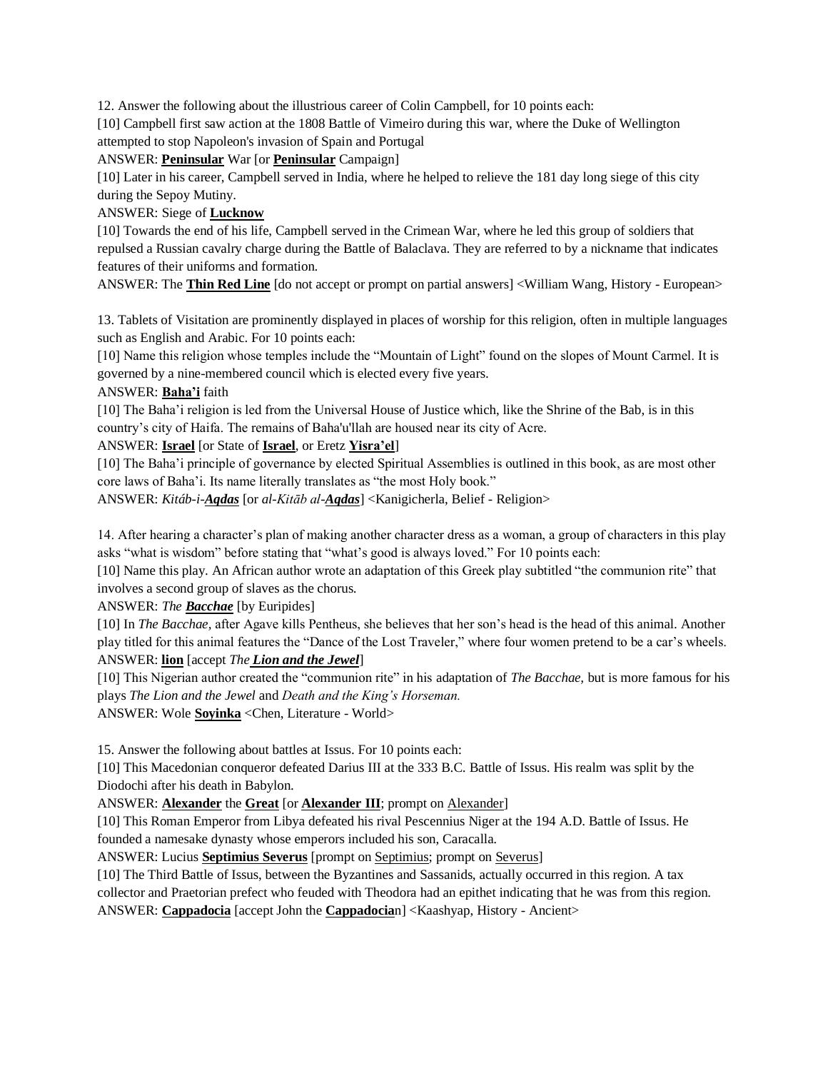12. Answer the following about the illustrious career of Colin Campbell, for 10 points each:

[10] Campbell first saw action at the 1808 Battle of Vimeiro during this war, where the Duke of Wellington attempted to stop Napoleon's invasion of Spain and Portugal

ANSWER: **Peninsular** War [or **Peninsular** Campaign]

[10] Later in his career, Campbell served in India, where he helped to relieve the 181 day long siege of this city during the Sepoy Mutiny.

ANSWER: Siege of **Lucknow**

[10] Towards the end of his life, Campbell served in the Crimean War, where he led this group of soldiers that repulsed a Russian cavalry charge during the Battle of Balaclava. They are referred to by a nickname that indicates features of their uniforms and formation.

ANSWER: The **Thin Red Line** [do not accept or prompt on partial answers] <William Wang, History - European>

13. Tablets of Visitation are prominently displayed in places of worship for this religion, often in multiple languages such as English and Arabic. For 10 points each:

[10] Name this religion whose temples include the "Mountain of Light" found on the slopes of Mount Carmel. It is governed by a nine-membered council which is elected every five years.

ANSWER: **Baha'i** faith

[10] The Baha'i religion is led from the Universal House of Justice which, like the Shrine of the Bab, is in this country's city of Haifa. The remains of Baha'u'llah are housed near its city of Acre.

ANSWER: **Israel** [or State of **Israel**, or Eretz **Yisra'el**]

[10] The Baha'i principle of governance by elected Spiritual Assemblies is outlined in this book, as are most other core laws of Baha'i. Its name literally translates as "the most Holy book."

ANSWER: *Kitáb-i-**Aqdas*** [or *al-Kitāb al-**Aqdas***] <Kanigicherla, Belief - Religion>

14. After hearing a character's plan of making another character dress as a woman, a group of characters in this play asks "what is wisdom" before stating that "what's good is always loved." For 10 points each:

[10] Name this play. An African author wrote an adaptation of this Greek play subtitled "the communion rite" that involves a second group of slaves as the chorus.

ANSWER: *The **Bacchae*** [by Euripides]

[10] In *The Bacchae*, after Agave kills Pentheus, she believes that her son's head is the head of this animal. Another play titled for this animal features the "Dance of the Lost Traveler," where four women pretend to be a car's wheels.

ANSWER: **lion** [accept *The **Lion and the Jewel***]

[10] This Nigerian author created the "communion rite" in his adaptation of *The Bacchae,* but is more famous for his plays *The Lion and the Jewel* and *Death and the King's Horseman.*

ANSWER: Wole **Soyinka** <Chen, Literature - World>

15. Answer the following about battles at Issus. For 10 points each:

[10] This Macedonian conqueror defeated Darius III at the 333 B.C. Battle of Issus. His realm was split by the Diodochi after his death in Babylon.

ANSWER: **Alexander** the **Great** [or **Alexander III**; prompt on Alexander]

[10] This Roman Emperor from Libya defeated his rival Pescennius Niger at the 194 A.D. Battle of Issus. He founded a namesake dynasty whose emperors included his son, Caracalla.

ANSWER: Lucius **Septimius Severus** [prompt on Septimius; prompt on Severus]

[10] The Third Battle of Issus, between the Byzantines and Sassanids, actually occurred in this region. A tax collector and Praetorian prefect who feuded with Theodora had an epithet indicating that he was from this region.

ANSWER: **Cappadocia** [accept John the **Cappadocia**n] <Kaashyap, History - Ancient>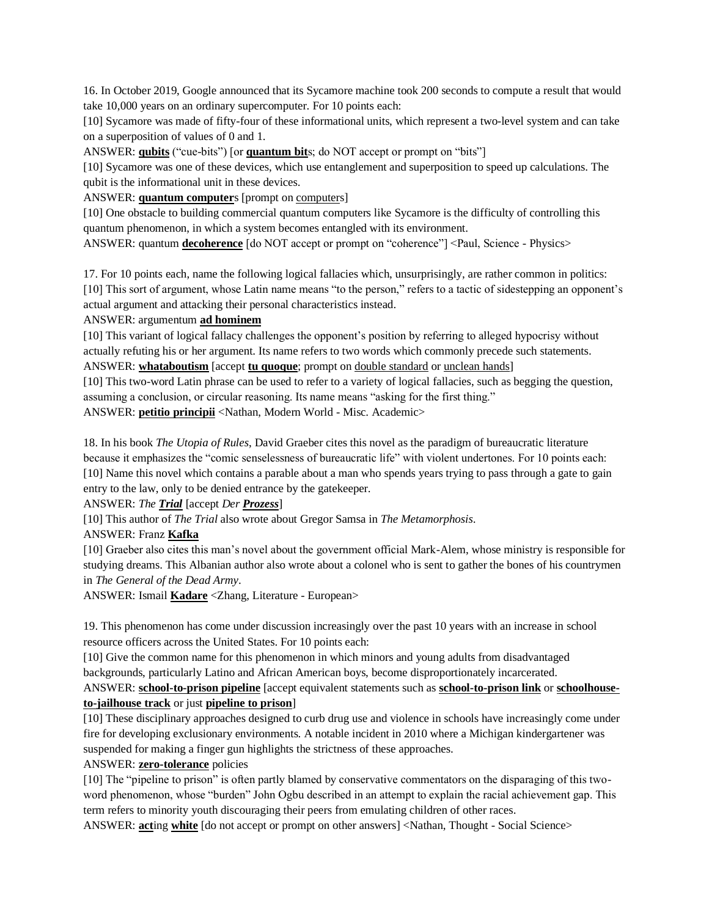16. In October 2019, Google announced that its Sycamore machine took 200 seconds to compute a result that would take 10,000 years on an ordinary supercomputer. For 10 points each:

[10] Sycamore was made of fifty-four of these informational units, which represent a two-level system and can take on a superposition of values of 0 and 1.

ANSWER: **qubits** ("cue-bits") [or **quantum bit**s; do NOT accept or prompt on "bits"]

[10] Sycamore was one of these devices, which use entanglement and superposition to speed up calculations. The qubit is the informational unit in these devices.

ANSWER: **quantum computer**s [prompt on computers]

[10] One obstacle to building commercial quantum computers like Sycamore is the difficulty of controlling this quantum phenomenon, in which a system becomes entangled with its environment.

ANSWER: quantum **decoherence** [do NOT accept or prompt on "coherence"] <Paul, Science - Physics>

17. For 10 points each, name the following logical fallacies which, unsurprisingly, are rather common in politics:

[10] This sort of argument, whose Latin name means "to the person," refers to a tactic of sidestepping an opponent's actual argument and attacking their personal characteristics instead.

ANSWER: argumentum **ad hominem**

[10] This variant of logical fallacy challenges the opponent's position by referring to alleged hypocrisy without actually refuting his or her argument. Its name refers to two words which commonly precede such statements.

ANSWER: **whataboutism** [accept **tu quoque**; prompt on double standard or unclean hands]

[10] This two-word Latin phrase can be used to refer to a variety of logical fallacies, such as begging the question, assuming a conclusion, or circular reasoning. Its name means "asking for the first thing."

ANSWER: **petitio principii** <Nathan, Modern World - Misc. Academic>

18. In his book *The Utopia of Rules*, David Graeber cites this novel as the paradigm of bureaucratic literature because it emphasizes the "comic senselessness of bureaucratic life" with violent undertones. For 10 points each:

[10] Name this novel which contains a parable about a man who spends years trying to pass through a gate to gain entry to the law, only to be denied entrance by the gatekeeper.

ANSWER: *The **Trial*** [accept *Der **Prozess***]

[10] This author of *The Trial* also wrote about Gregor Samsa in *The Metamorphosis*.

ANSWER: Franz **Kafka**

[10] Graeber also cites this man's novel about the government official Mark-Alem, whose ministry is responsible for studying dreams. This Albanian author also wrote about a colonel who is sent to gather the bones of his countrymen in *The General of the Dead Army*.

ANSWER: Ismail **Kadare** <Zhang, Literature - European>

19. This phenomenon has come under discussion increasingly over the past 10 years with an increase in school resource officers across the United States. For 10 points each:

[10] Give the common name for this phenomenon in which minors and young adults from disadvantaged backgrounds, particularly Latino and African American boys, become disproportionately incarcerated.

ANSWER: **school-to-prison pipeline** [accept equivalent statements such as **school-to-prison link** or **schoolhouse-to-jailhouse track** or just **pipeline to prison**]

[10] These disciplinary approaches designed to curb drug use and violence in schools have increasingly come under fire for developing exclusionary environments. A notable incident in 2010 where a Michigan kindergartener was suspended for making a finger gun highlights the strictness of these approaches.

ANSWER: **zero-tolerance** policies

[10] The "pipeline to prison" is often partly blamed by conservative commentators on the disparaging of this two-word phenomenon, whose "burden" John Ogbu described in an attempt to explain the racial achievement gap. This term refers to minority youth discouraging their peers from emulating children of other races.

ANSWER: **act**ing **white** [do not accept or prompt on other answers] <Nathan, Thought - Social Science>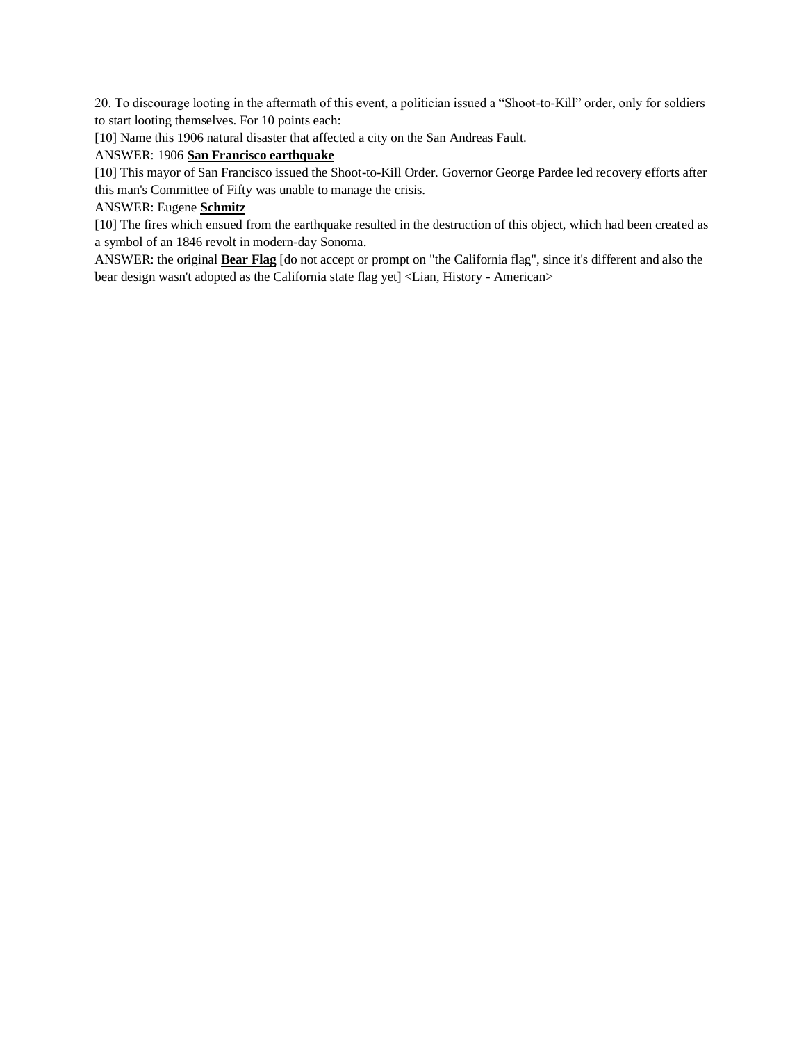20. To discourage looting in the aftermath of this event, a politician issued a “Shoot-to-Kill” order, only for soldiers to start looting themselves. For 10 points each:

[10] Name this 1906 natural disaster that affected a city on the San Andreas Fault.

ANSWER: 1906 **San Francisco earthquake**

[10] This mayor of San Francisco issued the Shoot-to-Kill Order. Governor George Pardee led recovery efforts after this man's Committee of Fifty was unable to manage the crisis.

ANSWER: Eugene **Schmitz**

[10] The fires which ensued from the earthquake resulted in the destruction of this object, which had been created as a symbol of an 1846 revolt in modern-day Sonoma.

ANSWER: the original **Bear Flag** [do not accept or prompt on "the California flag", since it's different and also the bear design wasn't adopted as the California state flag yet] <Lian, History - American>